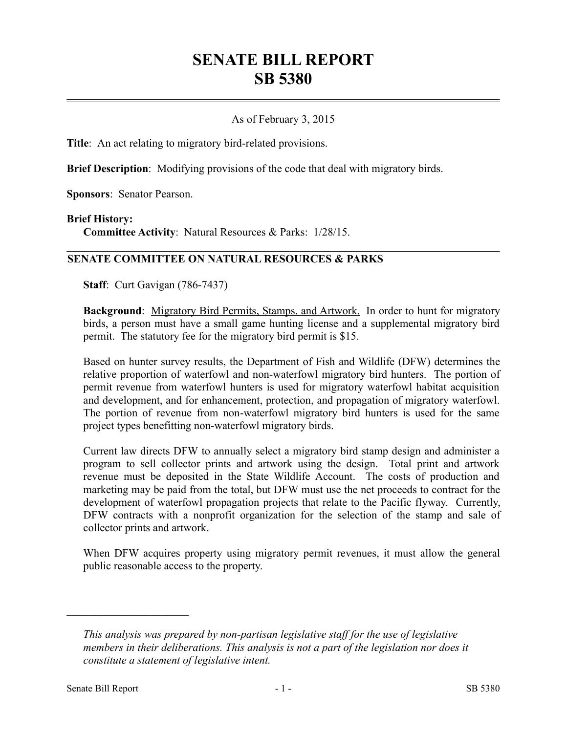# SENATE BILL REPORT
# SB 5380

As of February 3, 2015

**Title**: An act relating to migratory bird-related provisions.

**Brief Description**: Modifying provisions of the code that deal with migratory birds.

**Sponsors**: Senator Pearson.

**Brief History:**
**Committee Activity**: Natural Resources & Parks: 1/28/15.

## SENATE COMMITTEE ON NATURAL RESOURCES & PARKS

**Staff**: Curt Gavigan (786-7437)

**Background**: Migratory Bird Permits, Stamps, and Artwork. In order to hunt for migratory birds, a person must have a small game hunting license and a supplemental migratory bird permit. The statutory fee for the migratory bird permit is $15.

Based on hunter survey results, the Department of Fish and Wildlife (DFW) determines the relative proportion of waterfowl and non-waterfowl migratory bird hunters. The portion of permit revenue from waterfowl hunters is used for migratory waterfowl habitat acquisition and development, and for enhancement, protection, and propagation of migratory waterfowl. The portion of revenue from non-waterfowl migratory bird hunters is used for the same project types benefitting non-waterfowl migratory birds.

Current law directs DFW to annually select a migratory bird stamp design and administer a program to sell collector prints and artwork using the design. Total print and artwork revenue must be deposited in the State Wildlife Account. The costs of production and marketing may be paid from the total, but DFW must use the net proceeds to contract for the development of waterfowl propagation projects that relate to the Pacific flyway. Currently, DFW contracts with a nonprofit organization for the selection of the stamp and sale of collector prints and artwork.

When DFW acquires property using migratory permit revenues, it must allow the general public reasonable access to the property.

---

*This analysis was prepared by non-partisan legislative staff for the use of legislative members in their deliberations. This analysis is not a part of the legislation nor does it constitute a statement of legislative intent.*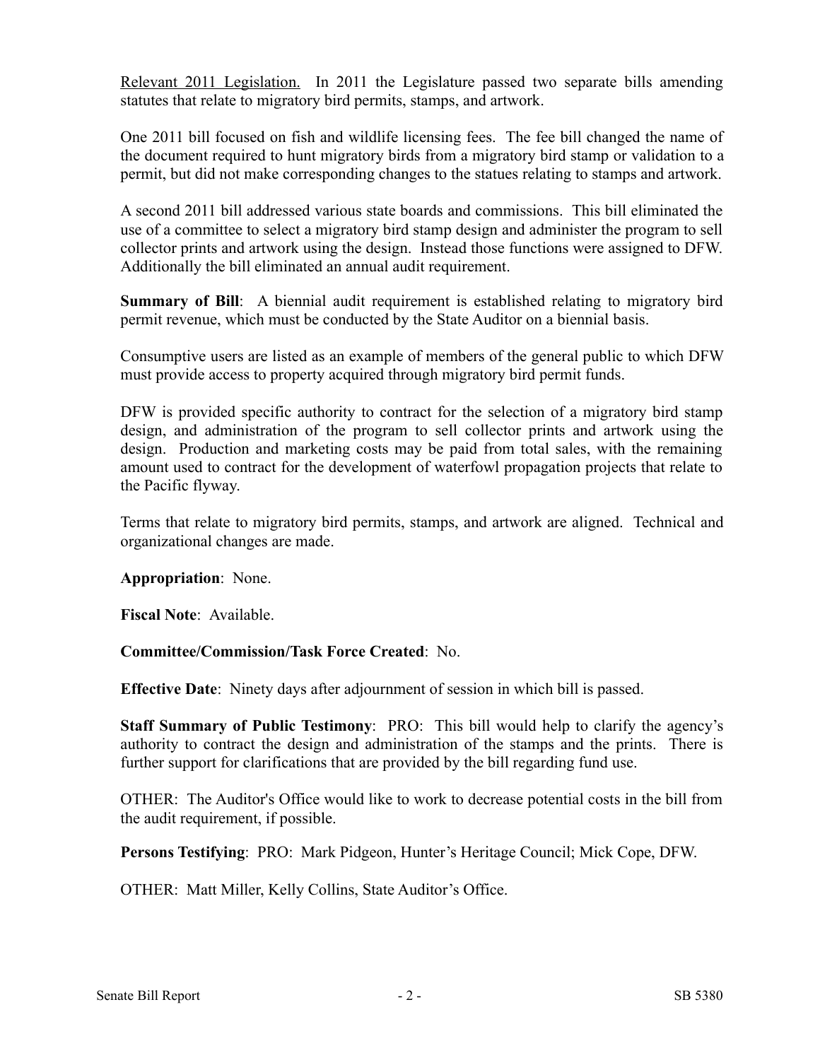Relevant 2011 Legislation. In 2011 the Legislature passed two separate bills amending statutes that relate to migratory bird permits, stamps, and artwork.

One 2011 bill focused on fish and wildlife licensing fees. The fee bill changed the name of the document required to hunt migratory birds from a migratory bird stamp or validation to a permit, but did not make corresponding changes to the statues relating to stamps and artwork.

A second 2011 bill addressed various state boards and commissions. This bill eliminated the use of a committee to select a migratory bird stamp design and administer the program to sell collector prints and artwork using the design. Instead those functions were assigned to DFW. Additionally the bill eliminated an annual audit requirement.

**Summary of Bill**: A biennial audit requirement is established relating to migratory bird permit revenue, which must be conducted by the State Auditor on a biennial basis.

Consumptive users are listed as an example of members of the general public to which DFW must provide access to property acquired through migratory bird permit funds.

DFW is provided specific authority to contract for the selection of a migratory bird stamp design, and administration of the program to sell collector prints and artwork using the design. Production and marketing costs may be paid from total sales, with the remaining amount used to contract for the development of waterfowl propagation projects that relate to the Pacific flyway.

Terms that relate to migratory bird permits, stamps, and artwork are aligned. Technical and organizational changes are made.

**Appropriation**: None.

**Fiscal Note**: Available.

**Committee/Commission/Task Force Created**: No.

**Effective Date**: Ninety days after adjournment of session in which bill is passed.

**Staff Summary of Public Testimony**: PRO: This bill would help to clarify the agency's authority to contract the design and administration of the stamps and the prints. There is further support for clarifications that are provided by the bill regarding fund use.

OTHER: The Auditor's Office would like to work to decrease potential costs in the bill from the audit requirement, if possible.

**Persons Testifying**: PRO: Mark Pidgeon, Hunter's Heritage Council; Mick Cope, DFW.

OTHER: Matt Miller, Kelly Collins, State Auditor's Office.